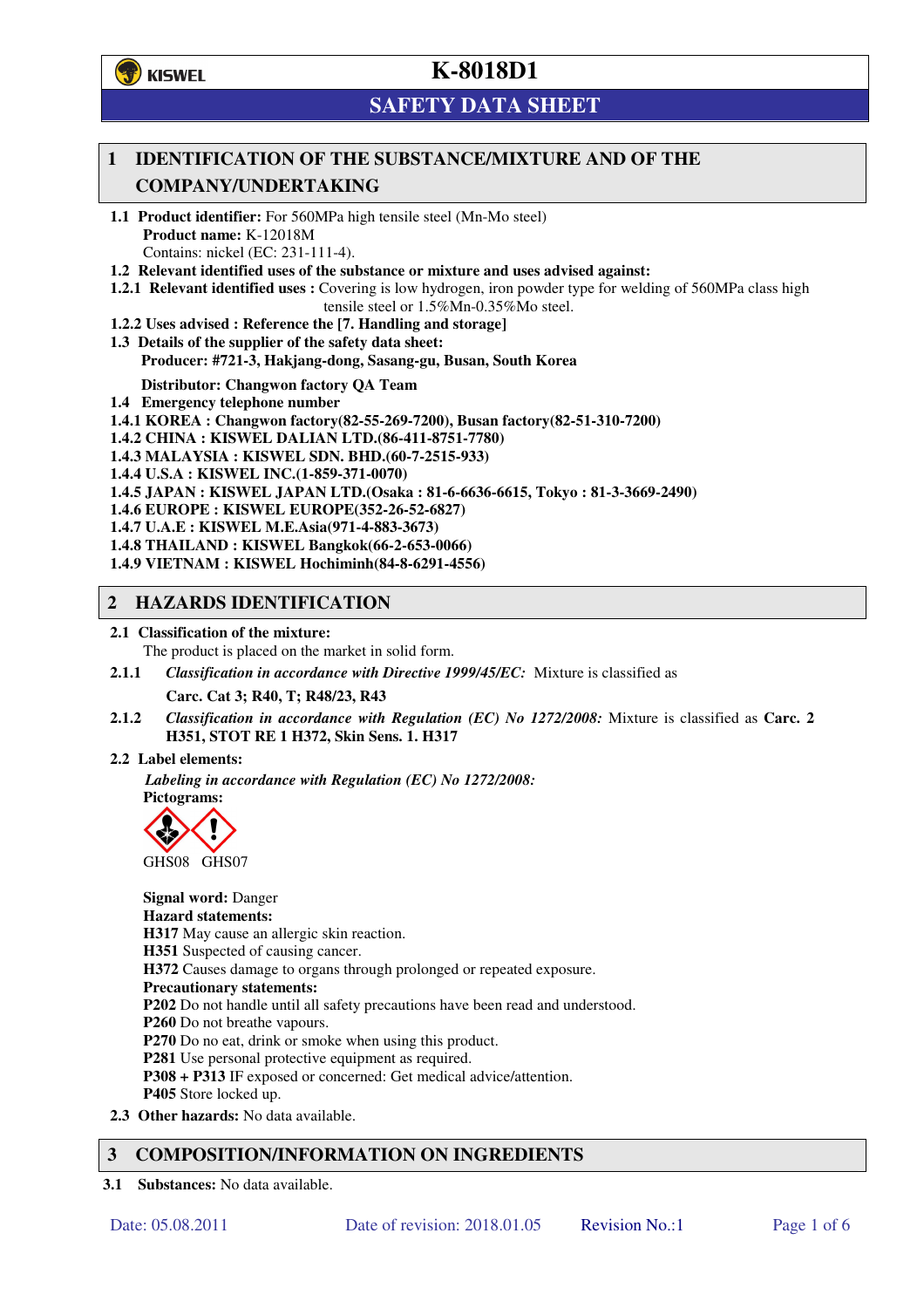KISWEL

# K-8018D1

## SAFETY DATA SHEET

## 1 IDENTIFICATION OF THE SUBSTANCE/MIXTURE AND OF THE COMPANY/UNDERTAKING

**1.1 Product identifier:** For 560MPa high tensile steel (Mn-Mo steel)
**Product name:** K-12018M
Contains: nickel (EC: 231-111-4).

**1.2 Relevant identified uses of the substance or mixture and uses advised against:**

**1.2.1 Relevant identified uses :** Covering is low hydrogen, iron powder type for welding of 560MPa class high tensile steel or 1.5%Mn-0.35%Mo steel.

**1.2.2 Uses advised : Reference the [7. Handling and storage]**

**1.3 Details of the supplier of the safety data sheet:**
**Producer: #721-3, Hakjang-dong, Sasang-gu, Busan, South Korea**

**Distributor: Changwon factory QA Team**

**1.4 Emergency telephone number**

**1.4.1 KOREA : Changwon factory(82-55-269-7200), Busan factory(82-51-310-7200)**
**1.4.2 CHINA : KISWEL DALIAN LTD.(86-411-8751-7780)**
**1.4.3 MALAYSIA : KISWEL SDN. BHD.(60-7-2515-933)**
**1.4.4 U.S.A : KISWEL INC.(1-859-371-0070)**
**1.4.5 JAPAN : KISWEL JAPAN LTD.(Osaka : 81-6-6636-6615, Tokyo : 81-3-3669-2490)**
**1.4.6 EUROPE : KISWEL EUROPE(352-26-52-6827)**
**1.4.7 U.A.E : KISWEL M.E.Asia(971-4-883-3673)**
**1.4.8 THAILAND : KISWEL Bangkok(66-2-653-0066)**
**1.4.9 VIETNAM : KISWEL Hochiminh(84-8-6291-4556)**

## 2 HAZARDS IDENTIFICATION

**2.1 Classification of the mixture:**
The product is placed on the market in solid form.

**2.1.1** *Classification in accordance with Directive 1999/45/EC:* Mixture is classified as

**Carc. Cat 3; R40, T; R48/23, R43**

**2.1.2** *Classification in accordance with Regulation (EC) No 1272/2008:* Mixture is classified as **Carc. 2 H351, STOT RE 1 H372, Skin Sens. 1. H317**

**2.2 Label elements:**

*Labeling in accordance with Regulation (EC) No 1272/2008:*
**Pictograms:**

GHS08 GHS07

**Signal word:** Danger
**Hazard statements:**
**H317** May cause an allergic skin reaction.
**H351** Suspected of causing cancer.
**H372** Causes damage to organs through prolonged or repeated exposure.
**Precautionary statements:**
**P202** Do not handle until all safety precautions have been read and understood.
**P260** Do not breathe vapours.
**P270** Do no eat, drink or smoke when using this product.
**P281** Use personal protective equipment as required.
**P308 + P313** IF exposed or concerned: Get medical advice/attention.
**P405** Store locked up.

**2.3 Other hazards:** No data available.

## 3 COMPOSITION/INFORMATION ON INGREDIENTS

**3.1 Substances:** No data available.

Date: 05.08.2011 Date of revision: 2018.01.05 Revision No.:1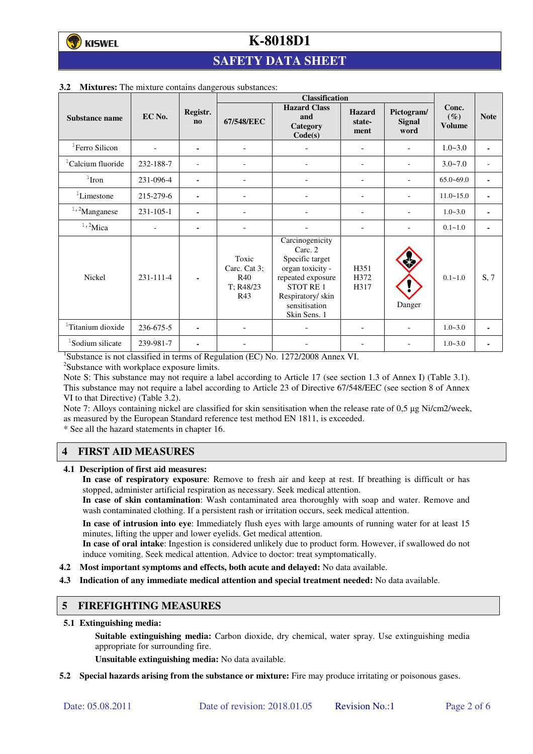**3.2 Mixtures:** The mixture contains dangerous substances:

| Substance name | EC No. | Registr. no | Classification | | | | Conc. (%) Volume | Note |
|---|---|---|---|---|---|---|---|---|
| | | | 67/548/EEC | Hazard Class and Category Code(s) | Hazard statement | Pictogram/ Signal word | | |
| [1]Ferro Silicon | - | - | - | - | - | - | 1.0~3.0 | - |
| [1]Calcium fluoride | 232-188-7 | - | - | - | - | - | 3.0~7.0 | - |
| [1]Iron | 231-096-4 | - | - | - | - | - | 65.0~69.0 | - |
| [1]Limestone | 215-279-6 | - | - | - | - | - | 11.0~15.0 | - |
| [1,2]Manganese | 231-105-1 | - | - | - | - | - | 1.0~3.0 | - |
| [1,2]Mica | - | - | - | - | - | - | 0.1~1.0 | - |
| Nickel | 231-111-4 | - | Toxic Carc. Cat 3; R40 T; R48/23 R43 | Carcinogenicity Carc. 2 Specific target organ toxicity - repeated exposure STOT RE 1 Respiratory/ skin sensitisation Skin Sens. 1 | H351 H372 H317 | Danger | 0.1~1.0 | S, 7 |
| [1]Titanium dioxide | 236-675-5 | - | - | - | - | - | 1.0~3.0 | - |
| [1]Sodium silicate | 239-981-7 | - | - | - | - | - | 1.0~3.0 | - |

[1]Substance is not classified in terms of Regulation (EC) No. 1272/2008 Annex VI.
[2]Substance with workplace exposure limits.
Note S: This substance may not require a label according to Article 17 (see section 1.3 of Annex I) (Table 3.1). This substance may not require a label according to Article 23 of Directive 67/548/EEC (see section 8 of Annex VI to that Directive) (Table 3.2).
Note 7: Alloys containing nickel are classified for skin sensitisation when the release rate of 0,5 µg Ni/cm2/week, as measured by the European Standard reference test method EN 1811, is exceeded.
* See all the hazard statements in chapter 16.

## 4 FIRST AID MEASURES

**4.1 Description of first aid measures:**

**In case of respiratory exposure**: Remove to fresh air and keep at rest. If breathing is difficult or has stopped, administer artificial respiration as necessary. Seek medical attention.
**In case of skin contamination**: Wash contaminated area thoroughly with soap and water. Remove and wash contaminated clothing. If a persistent rash or irritation occurs, seek medical attention.

**In case of intrusion into eye**: Immediately flush eyes with large amounts of running water for at least 15 minutes, lifting the upper and lower eyelids. Get medical attention.
**In case of oral intake**: Ingestion is considered unlikely due to product form. However, if swallowed do not induce vomiting. Seek medical attention. Advice to doctor: treat symptomatically.

**4.2 Most important symptoms and effects, both acute and delayed:** No data available.

**4.3 Indication of any immediate medical attention and special treatment needed:** No data available.

## 5 FIREFIGHTING MEASURES

**5.1 Extinguishing media:**

**Suitable extinguishing media:** Carbon dioxide, dry chemical, water spray. Use extinguishing media appropriate for surrounding fire.

**Unsuitable extinguishing media:** No data available.

**5.2 Special hazards arising from the substance or mixture:** Fire may produce irritating or poisonous gases.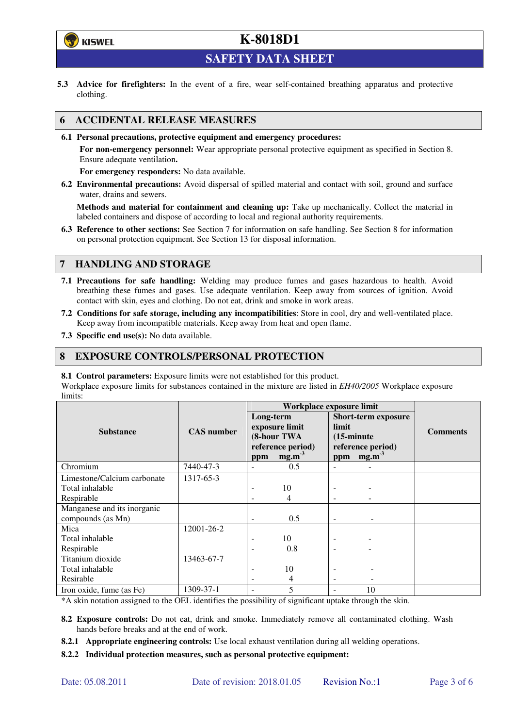**5.3 Advice for firefighters:** In the event of a fire, wear self-contained breathing apparatus and protective clothing.

## 6 ACCIDENTAL RELEASE MEASURES

**6.1 Personal precautions, protective equipment and emergency procedures:**

**For non-emergency personnel:** Wear appropriate personal protective equipment as specified in Section 8. Ensure adequate ventilation**.**

**For emergency responders:** No data available.

**6.2 Environmental precautions:** Avoid dispersal of spilled material and contact with soil, ground and surface water, drains and sewers.

**Methods and material for containment and cleaning up:** Take up mechanically. Collect the material in labeled containers and dispose of according to local and regional authority requirements.

**6.3 Reference to other sections:** See Section 7 for information on safe handling. See Section 8 for information on personal protection equipment. See Section 13 for disposal information.

## 7 HANDLING AND STORAGE

**7.1 Precautions for safe handling:** Welding may produce fumes and gases hazardous to health. Avoid breathing these fumes and gases. Use adequate ventilation. Keep away from sources of ignition. Avoid contact with skin, eyes and clothing. Do not eat, drink and smoke in work areas.

**7.2 Conditions for safe storage, including any incompatibilities**: Store in cool, dry and well-ventilated place. Keep away from incompatible materials. Keep away from heat and open flame.

**7.3 Specific end use(s):** No data available.

## 8 EXPOSURE CONTROLS/PERSONAL PROTECTION

**8.1 Control parameters:** Exposure limits were not established for this product.

Workplace exposure limits for substances contained in the mixture are listed in *EH40/2005* Workplace exposure limits:

| Substance | CAS number | Workplace exposure limit | | | | Comments |
|---|---|---|---|---|---|---|
| | | Long-term exposure limit (8-hour TWA reference period) | | Short-term exposure limit (15-minute reference period) | | |
| | | ppm | $mg.m^{-3}$ | ppm | $mg.m^{-3}$ | |
| Chromium | 7440-47-3 | - | 0.5 | - | - | |
| Limestone/Calcium carbonate | 1317-65-3 | | | | | |
| Total inhalable | | - | 10 | - | - | |
| Respirable | | - | 4 | - | - | |
| Manganese and its inorganic compounds (as Mn) | | - | 0.5 | - | - | |
| Mica | 12001-26-2 | | | | | |
| Total inhalable | | - | 10 | - | - | |
| Respirable | | - | 0.8 | - | - | |
| Titanium dioxide | 13463-67-7 | | | | | |
| Total inhalable | | - | 10 | - | - | |
| Resirable | | - | 4 | - | - | |
| Iron oxide, fume (as Fe) | 1309-37-1 | - | 5 | - | 10 | |

*A skin notation assigned to the OEL identifies the possibility of significant uptake through the skin.

**8.2 Exposure controls:** Do not eat, drink and smoke. Immediately remove all contaminated clothing. Wash hands before breaks and at the end of work.

**8.2.1 Appropriate engineering controls:** Use local exhaust ventilation during all welding operations.

**8.2.2 Individual protection measures, such as personal protective equipment:**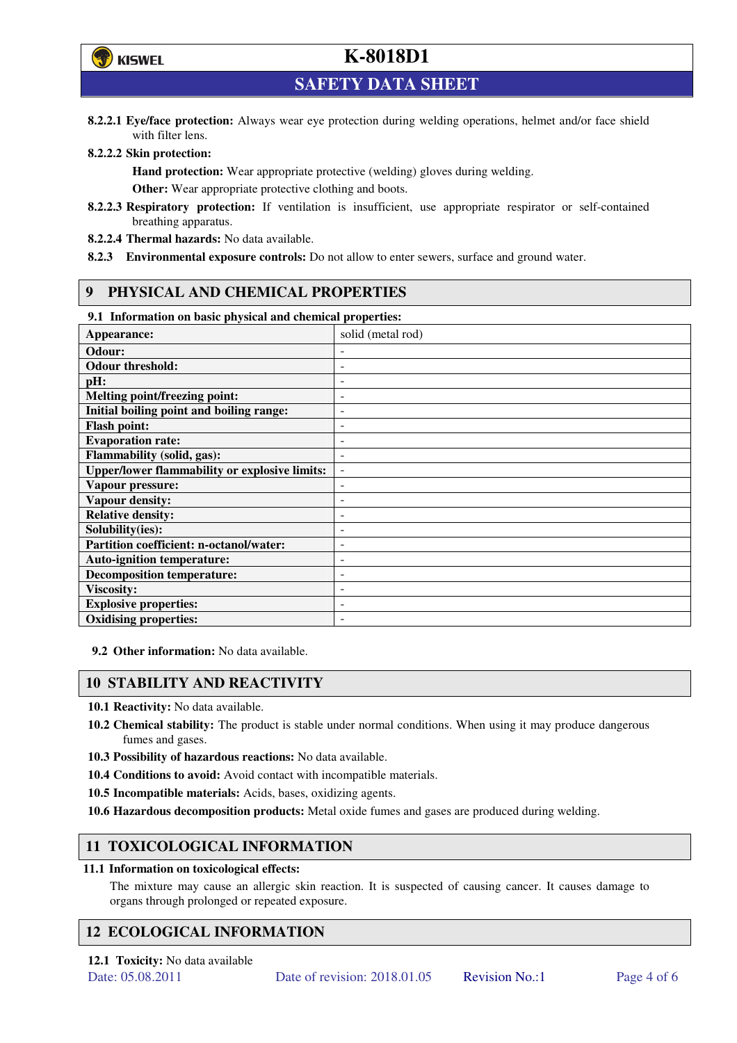**8.2.2.1 Eye/face protection:** Always wear eye protection during welding operations, helmet and/or face shield with filter lens.

**8.2.2.2 Skin protection:**

**Hand protection:** Wear appropriate protective (welding) gloves during welding.

**Other:** Wear appropriate protective clothing and boots.

**8.2.2.3 Respiratory protection:** If ventilation is insufficient, use appropriate respirator or self-contained breathing apparatus.

**8.2.2.4 Thermal hazards:** No data available.

**8.2.3 Environmental exposure controls:** Do not allow to enter sewers, surface and ground water.

## 9 PHYSICAL AND CHEMICAL PROPERTIES

**9.1 Information on basic physical and chemical properties:**

| | |
|---|---|
| **Appearance:** | solid (metal rod) |
| **Odour:** | - |
| **Odour threshold:** | - |
| **pH:** | - |
| **Melting point/freezing point:** | - |
| **Initial boiling point and boiling range:** | - |
| **Flash point:** | - |
| **Evaporation rate:** | - |
| **Flammability (solid, gas):** | - |
| **Upper/lower flammability or explosive limits:** | - |
| **Vapour pressure:** | - |
| **Vapour density:** | - |
| **Relative density:** | - |
| **Solubility(ies):** | - |
| **Partition coefficient: n-octanol/water:** | - |
| **Auto-ignition temperature:** | - |
| **Decomposition temperature:** | - |
| **Viscosity:** | - |
| **Explosive properties:** | - |
| **Oxidising properties:** | - |

**9.2 Other information:** No data available.

## 10 STABILITY AND REACTIVITY

**10.1 Reactivity:** No data available.

**10.2 Chemical stability:** The product is stable under normal conditions. When using it may produce dangerous fumes and gases.

**10.3 Possibility of hazardous reactions:** No data available.

**10.4 Conditions to avoid:** Avoid contact with incompatible materials.

**10.5 Incompatible materials:** Acids, bases, oxidizing agents.

**10.6 Hazardous decomposition products:** Metal oxide fumes and gases are produced during welding.

## 11 TOXICOLOGICAL INFORMATION

**11.1 Information on toxicological effects:**

The mixture may cause an allergic skin reaction. It is suspected of causing cancer. It causes damage to organs through prolonged or repeated exposure.

## 12 ECOLOGICAL INFORMATION

**12.1 Toxicity:** No data available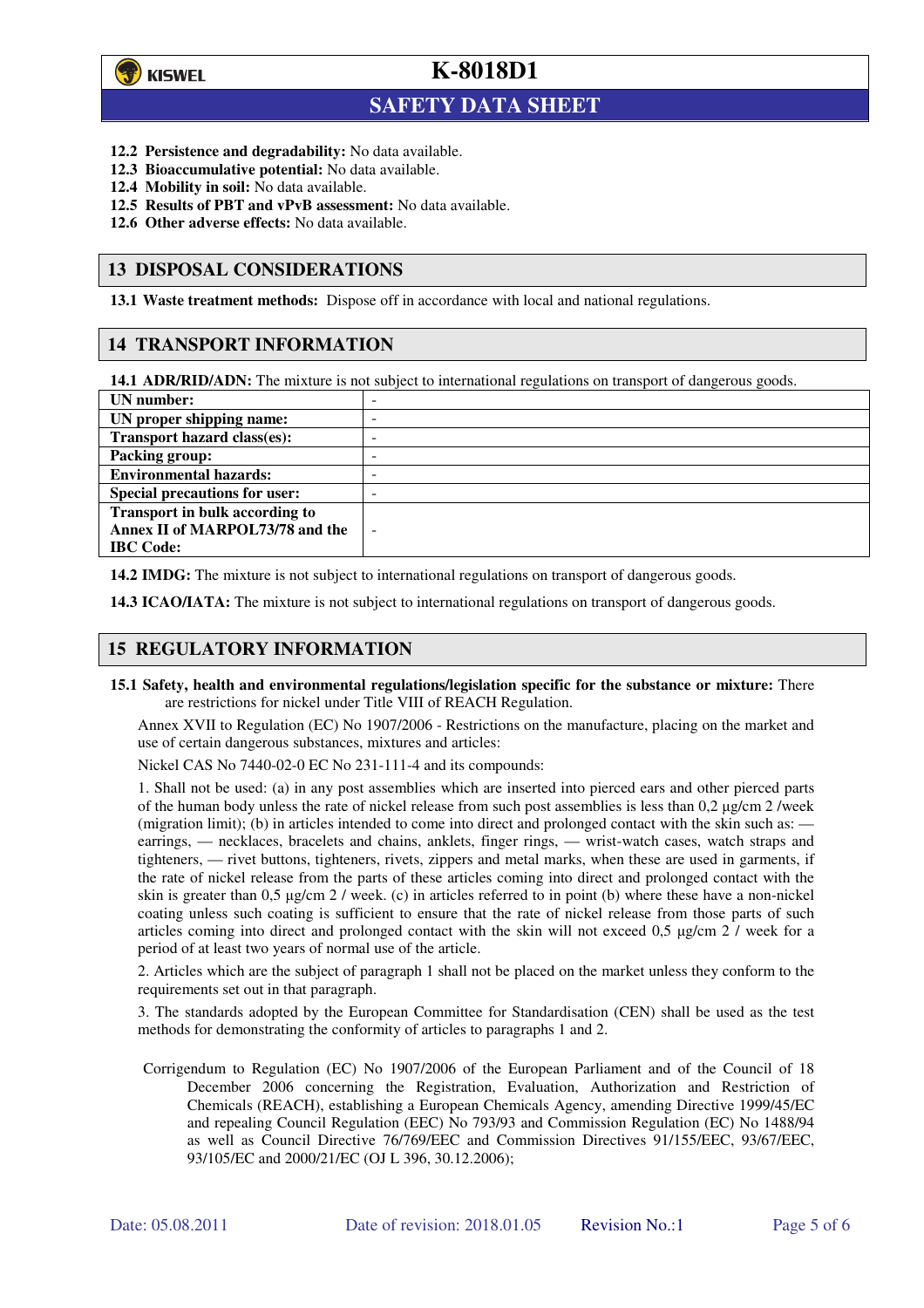**12.2 Persistence and degradability:** No data available.
**12.3 Bioaccumulative potential:** No data available.
**12.4 Mobility in soil:** No data available.
**12.5 Results of PBT and vPvB assessment:** No data available.
**12.6 Other adverse effects:** No data available.

## 13 DISPOSAL CONSIDERATIONS

**13.1 Waste treatment methods:** Dispose off in accordance with local and national regulations.

## 14 TRANSPORT INFORMATION

**14.1 ADR/RID/ADN:** The mixture is not subject to international regulations on transport of dangerous goods.

| | |
|---|---|
| **UN number:** | - |
| **UN proper shipping name:** | - |
| **Transport hazard class(es):** | - |
| **Packing group:** | - |
| **Environmental hazards:** | - |
| **Special precautions for user:** | - |
| **Transport in bulk according to Annex II of MARPOL73/78 and the IBC Code:** | - |

**14.2 IMDG:** The mixture is not subject to international regulations on transport of dangerous goods.

**14.3 ICAO/IATA:** The mixture is not subject to international regulations on transport of dangerous goods.

## 15 REGULATORY INFORMATION

**15.1 Safety, health and environmental regulations/legislation specific for the substance or mixture:** There are restrictions for nickel under Title VIII of REACH Regulation.

Annex XVII to Regulation (EC) No 1907/2006 - Restrictions on the manufacture, placing on the market and use of certain dangerous substances, mixtures and articles:

Nickel CAS No 7440-02-0 EC No 231-111-4 and its compounds:

1. Shall not be used: (a) in any post assemblies which are inserted into pierced ears and other pierced parts of the human body unless the rate of nickel release from such post assemblies is less than 0,2 µg/cm 2 /week (migration limit); (b) in articles intended to come into direct and prolonged contact with the skin such as: — earrings, — necklaces, bracelets and chains, anklets, finger rings, — wrist-watch cases, watch straps and tighteners, — rivet buttons, tighteners, rivets, zippers and metal marks, when these are used in garments, if the rate of nickel release from the parts of these articles coming into direct and prolonged contact with the skin is greater than 0,5 µg/cm 2 / week. (c) in articles referred to in point (b) where these have a non-nickel coating unless such coating is sufficient to ensure that the rate of nickel release from those parts of such articles coming into direct and prolonged contact with the skin will not exceed 0,5 µg/cm 2 / week for a period of at least two years of normal use of the article.

2. Articles which are the subject of paragraph 1 shall not be placed on the market unless they conform to the requirements set out in that paragraph.

3. The standards adopted by the European Committee for Standardisation (CEN) shall be used as the test methods for demonstrating the conformity of articles to paragraphs 1 and 2.

Corrigendum to Regulation (EC) No 1907/2006 of the European Parliament and of the Council of 18 December 2006 concerning the Registration, Evaluation, Authorization and Restriction of Chemicals (REACH), establishing a European Chemicals Agency, amending Directive 1999/45/EC and repealing Council Regulation (EEC) No 793/93 and Commission Regulation (EC) No 1488/94 as well as Council Directive 76/769/EEC and Commission Directives 91/155/EEC, 93/67/EEC, 93/105/EC and 2000/21/EC (OJ L 396, 30.12.2006);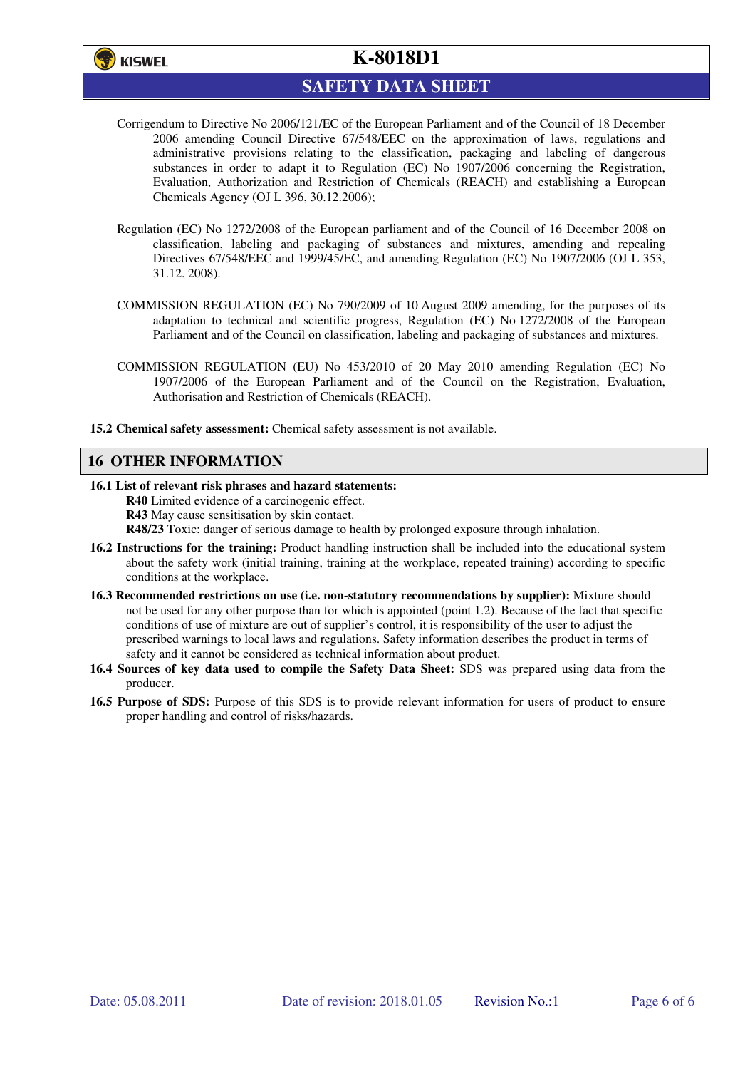Corrigendum to Directive No 2006/121/EC of the European Parliament and of the Council of 18 December 2006 amending Council Directive 67/548/EEC on the approximation of laws, regulations and administrative provisions relating to the classification, packaging and labeling of dangerous substances in order to adapt it to Regulation (EC) No 1907/2006 concerning the Registration, Evaluation, Authorization and Restriction of Chemicals (REACH) and establishing a European Chemicals Agency (OJ L 396, 30.12.2006);

Regulation (EC) No 1272/2008 of the European parliament and of the Council of 16 December 2008 on classification, labeling and packaging of substances and mixtures, amending and repealing Directives 67/548/EEC and 1999/45/EC, and amending Regulation (EC) No 1907/2006 (OJ L 353, 31.12. 2008).

COMMISSION REGULATION (EC) No 790/2009 of 10 August 2009 amending, for the purposes of its adaptation to technical and scientific progress, Regulation (EC) No 1272/2008 of the European Parliament and of the Council on classification, labeling and packaging of substances and mixtures.

COMMISSION REGULATION (EU) No 453/2010 of 20 May 2010 amending Regulation (EC) No 1907/2006 of the European Parliament and of the Council on the Registration, Evaluation, Authorisation and Restriction of Chemicals (REACH).

**15.2 Chemical safety assessment:** Chemical safety assessment is not available.

## 16 OTHER INFORMATION

**16.1 List of relevant risk phrases and hazard statements:**

**R40** Limited evidence of a carcinogenic effect.
**R43** May cause sensitisation by skin contact.
**R48/23** Toxic: danger of serious damage to health by prolonged exposure through inhalation.

**16.2 Instructions for the training:** Product handling instruction shall be included into the educational system about the safety work (initial training, training at the workplace, repeated training) according to specific conditions at the workplace.

**16.3 Recommended restrictions on use (i.e. non-statutory recommendations by supplier):** Mixture should not be used for any other purpose than for which is appointed (point 1.2). Because of the fact that specific conditions of use of mixture are out of supplier's control, it is responsibility of the user to adjust the prescribed warnings to local laws and regulations. Safety information describes the product in terms of safety and it cannot be considered as technical information about product.

**16.4 Sources of key data used to compile the Safety Data Sheet:** SDS was prepared using data from the producer.

**16.5 Purpose of SDS:** Purpose of this SDS is to provide relevant information for users of product to ensure proper handling and control of risks/hazards.